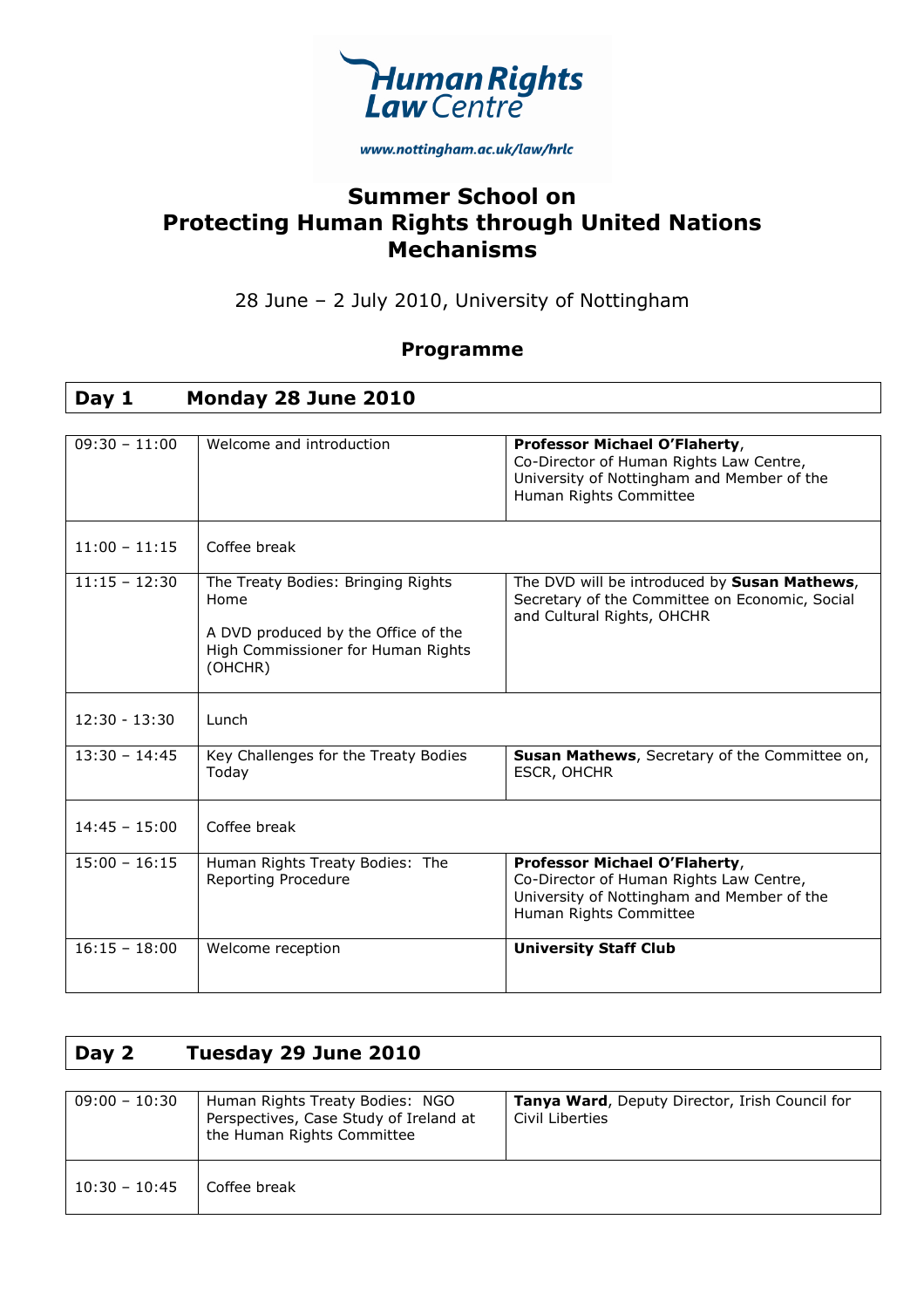Human Rights Law Centre

www.nottingham.ac.uk/law/hrlc

# Summer School on Protecting Human Rights through United Nations Mechanisms

28 June – 2 July 2010, University of Nottingham

## Programme

### Day 1 Monday 28 June 2010

| | | |
|---|---|---|
| 09:30 – 11:00 | Welcome and introduction | **Professor Michael O'Flaherty**, Co-Director of Human Rights Law Centre, University of Nottingham and Member of the Human Rights Committee |
| 11:00 – 11:15 | Coffee break | |
| 11:15 – 12:30 | The Treaty Bodies: Bringing Rights Home<br>A DVD produced by the Office of the High Commissioner for Human Rights (OHCHR) | The DVD will be introduced by **Susan Mathews**, Secretary of the Committee on Economic, Social and Cultural Rights, OHCHR |
| 12:30 - 13:30 | Lunch | |
| 13:30 – 14:45 | Key Challenges for the Treaty Bodies Today | **Susan Mathews**, Secretary of the Committee on, ESCR, OHCHR |
| 14:45 – 15:00 | Coffee break | |
| 15:00 – 16:15 | Human Rights Treaty Bodies: The Reporting Procedure | **Professor Michael O'Flaherty**, Co-Director of Human Rights Law Centre, University of Nottingham and Member of the Human Rights Committee |
| 16:15 – 18:00 | Welcome reception | **University Staff Club** |

### Day 2 Tuesday 29 June 2010

| | | |
|---|---|---|
| 09:00 – 10:30 | Human Rights Treaty Bodies: NGO Perspectives, Case Study of Ireland at the Human Rights Committee | **Tanya Ward**, Deputy Director, Irish Council for Civil Liberties |
| 10:30 – 10:45 | Coffee break | |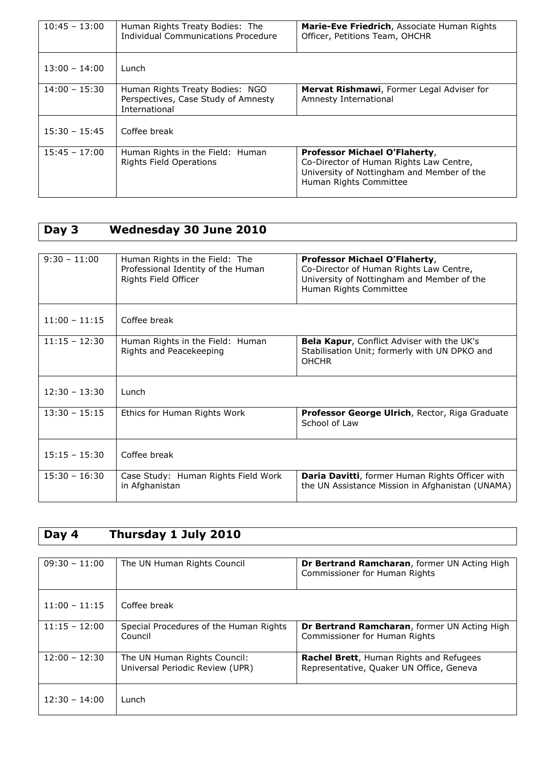| | | |
|---|---|---|
| 10:45 – 13:00 | Human Rights Treaty Bodies: The Individual Communications Procedure | **Marie-Eve Friedrich**, Associate Human Rights Officer, Petitions Team, OHCHR |
| 13:00 – 14:00 | Lunch | |
| 14:00 – 15:30 | Human Rights Treaty Bodies: NGO Perspectives, Case Study of Amnesty International | **Mervat Rishmawi**, Former Legal Adviser for Amnesty International |
| 15:30 – 15:45 | Coffee break | |
| 15:45 – 17:00 | Human Rights in the Field: Human Rights Field Operations | **Professor Michael O'Flaherty**, Co-Director of Human Rights Law Centre, University of Nottingham and Member of the Human Rights Committee |

## Day 3 Wednesday 30 June 2010

| | | |
|---|---|---|
| 9:30 – 11:00 | Human Rights in the Field: The Professional Identity of the Human Rights Field Officer | **Professor Michael O'Flaherty**, Co-Director of Human Rights Law Centre, University of Nottingham and Member of the Human Rights Committee |
| 11:00 – 11:15 | Coffee break | |
| 11:15 – 12:30 | Human Rights in the Field: Human Rights and Peacekeeping | **Bela Kapur**, Conflict Adviser with the UK's Stabilisation Unit; formerly with UN DPKO and OHCHR |
| 12:30 – 13:30 | Lunch | |
| 13:30 – 15:15 | Ethics for Human Rights Work | **Professor George Ulrich**, Rector, Riga Graduate School of Law |
| 15:15 – 15:30 | Coffee break | |
| 15:30 – 16:30 | Case Study: Human Rights Field Work in Afghanistan | **Daria Davitti**, former Human Rights Officer with the UN Assistance Mission in Afghanistan (UNAMA) |

## Day 4 Thursday 1 July 2010

| | | |
|---|---|---|
| 09:30 – 11:00 | The UN Human Rights Council | **Dr Bertrand Ramcharan**, former UN Acting High Commissioner for Human Rights |
| 11:00 – 11:15 | Coffee break | |
| 11:15 – 12:00 | Special Procedures of the Human Rights Council | **Dr Bertrand Ramcharan**, former UN Acting High Commissioner for Human Rights |
| 12:00 – 12:30 | The UN Human Rights Council: Universal Periodic Review (UPR) | **Rachel Brett**, Human Rights and Refugees Representative, Quaker UN Office, Geneva |
| 12:30 – 14:00 | Lunch | |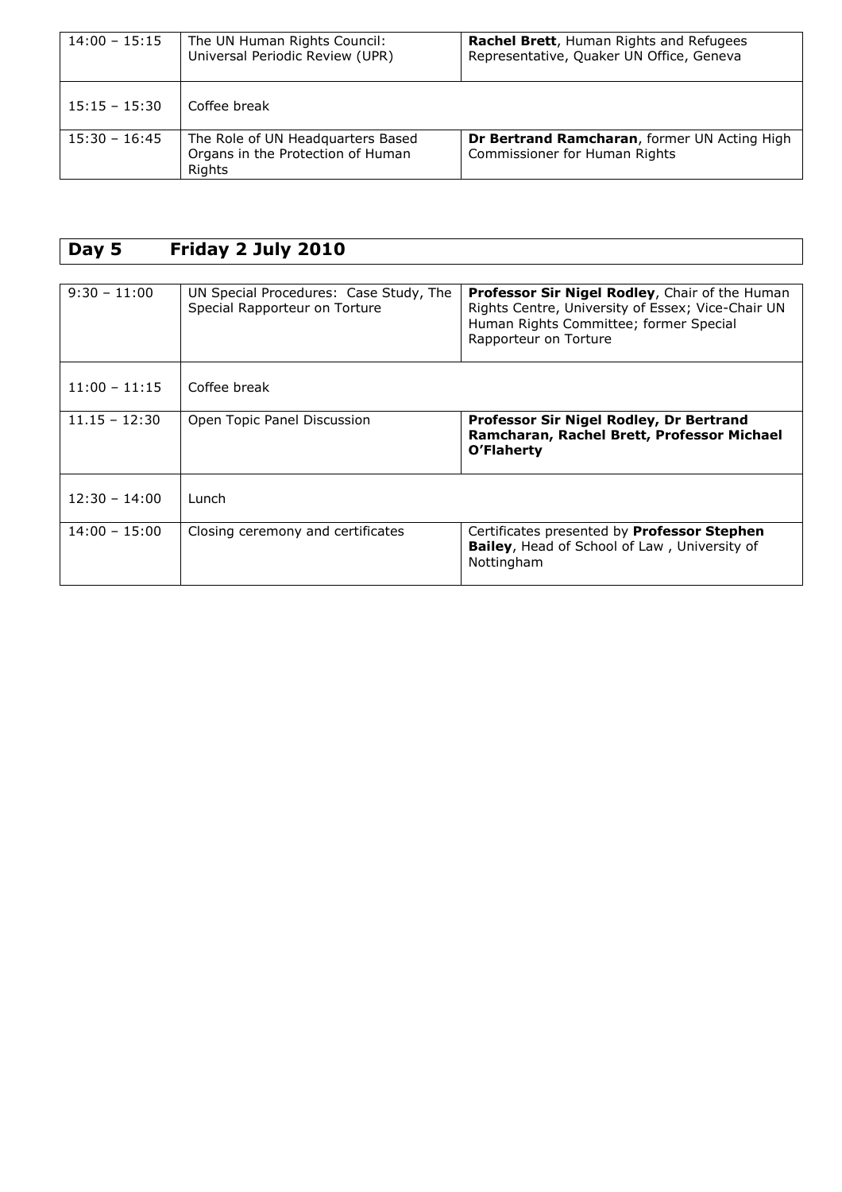| | | |
|---|---|---|
| 14:00 – 15:15 | The UN Human Rights Council: Universal Periodic Review (UPR) | **Rachel Brett**, Human Rights and Refugees Representative, Quaker UN Office, Geneva |
| 15:15 – 15:30 | Coffee break | |
| 15:30 – 16:45 | The Role of UN Headquarters Based Organs in the Protection of Human Rights | **Dr Bertrand Ramcharan**, former UN Acting High Commissioner for Human Rights |

## Day 5 Friday 2 July 2010

| | | |
|---|---|---|
| 9:30 – 11:00 | UN Special Procedures: Case Study, The Special Rapporteur on Torture | **Professor Sir Nigel Rodley**, Chair of the Human Rights Centre, University of Essex; Vice-Chair UN Human Rights Committee; former Special Rapporteur on Torture |
| 11:00 – 11:15 | Coffee break | |
| 11.15 – 12:30 | Open Topic Panel Discussion | **Professor Sir Nigel Rodley, Dr Bertrand Ramcharan, Rachel Brett, Professor Michael O'Flaherty** |
| 12:30 – 14:00 | Lunch | |
| 14:00 – 15:00 | Closing ceremony and certificates | Certificates presented by **Professor Stephen Bailey**, Head of School of Law , University of Nottingham |